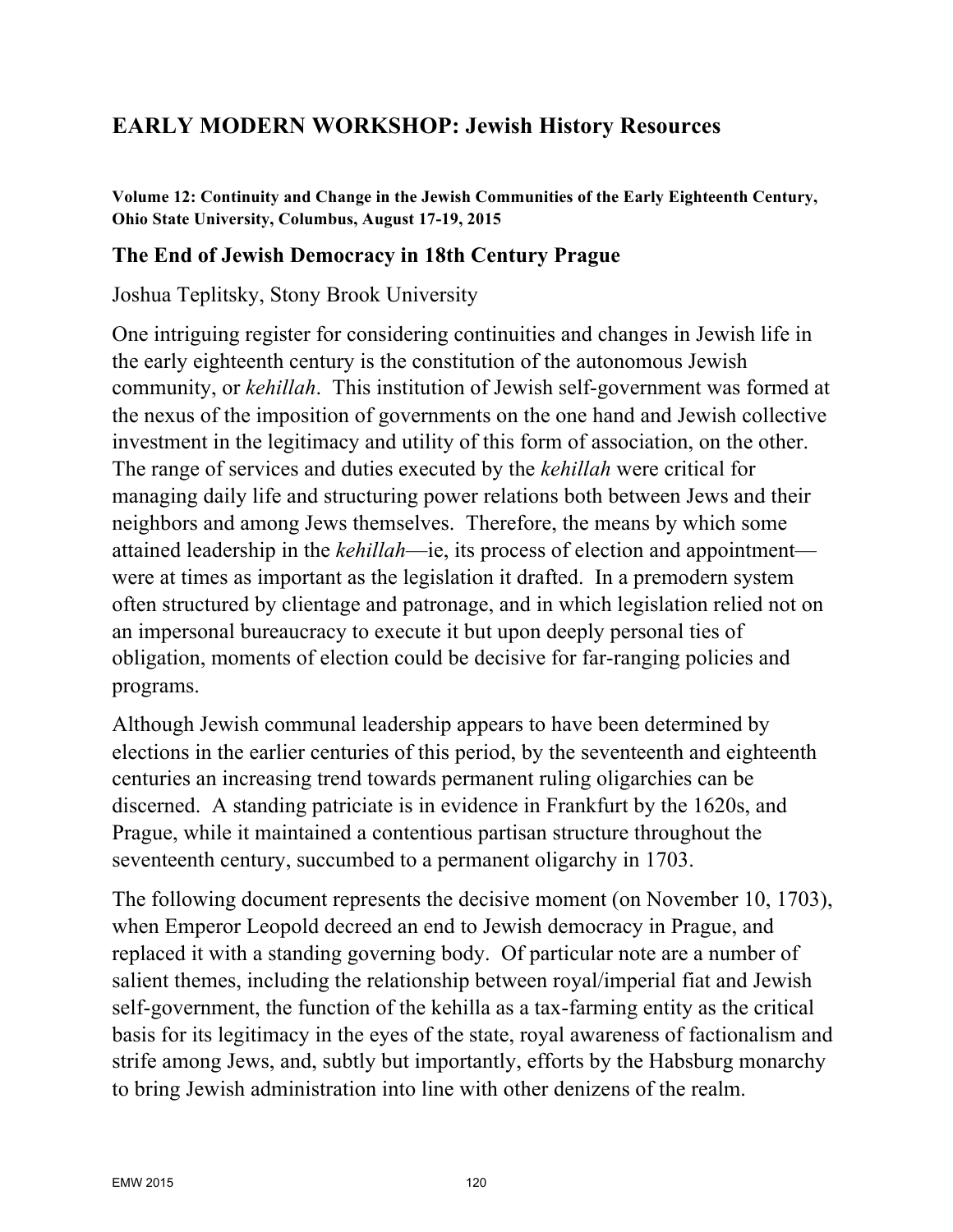## EARLY MODERN WORKSHOP: Jewish History Resources

**Volume 12: Continuity and Change in the Jewish Communities of the Early Eighteenth Century, Ohio State University, Columbus, August 17-19, 2015**

### The End of Jewish Democracy in 18th Century Prague

Joshua Teplitsky, Stony Brook University

One intriguing register for considering continuities and changes in Jewish life in the early eighteenth century is the constitution of the autonomous Jewish community, or *kehillah*. This institution of Jewish self-government was formed at the nexus of the imposition of governments on the one hand and Jewish collective investment in the legitimacy and utility of this form of association, on the other. The range of services and duties executed by the *kehillah* were critical for managing daily life and structuring power relations both between Jews and their neighbors and among Jews themselves. Therefore, the means by which some attained leadership in the *kehillah*—ie, its process of election and appointment—were at times as important as the legislation it drafted. In a premodern system often structured by clientage and patronage, and in which legislation relied not on an impersonal bureaucracy to execute it but upon deeply personal ties of obligation, moments of election could be decisive for far-ranging policies and programs.

Although Jewish communal leadership appears to have been determined by elections in the earlier centuries of this period, by the seventeenth and eighteenth centuries an increasing trend towards permanent ruling oligarchies can be discerned. A standing patriciate is in evidence in Frankfurt by the 1620s, and Prague, while it maintained a contentious partisan structure throughout the seventeenth century, succumbed to a permanent oligarchy in 1703.

The following document represents the decisive moment (on November 10, 1703), when Emperor Leopold decreed an end to Jewish democracy in Prague, and replaced it with a standing governing body. Of particular note are a number of salient themes, including the relationship between royal/imperial fiat and Jewish self-government, the function of the kehilla as a tax-farming entity as the critical basis for its legitimacy in the eyes of the state, royal awareness of factionalism and strife among Jews, and, subtly but importantly, efforts by the Habsburg monarchy to bring Jewish administration into line with other denizens of the realm.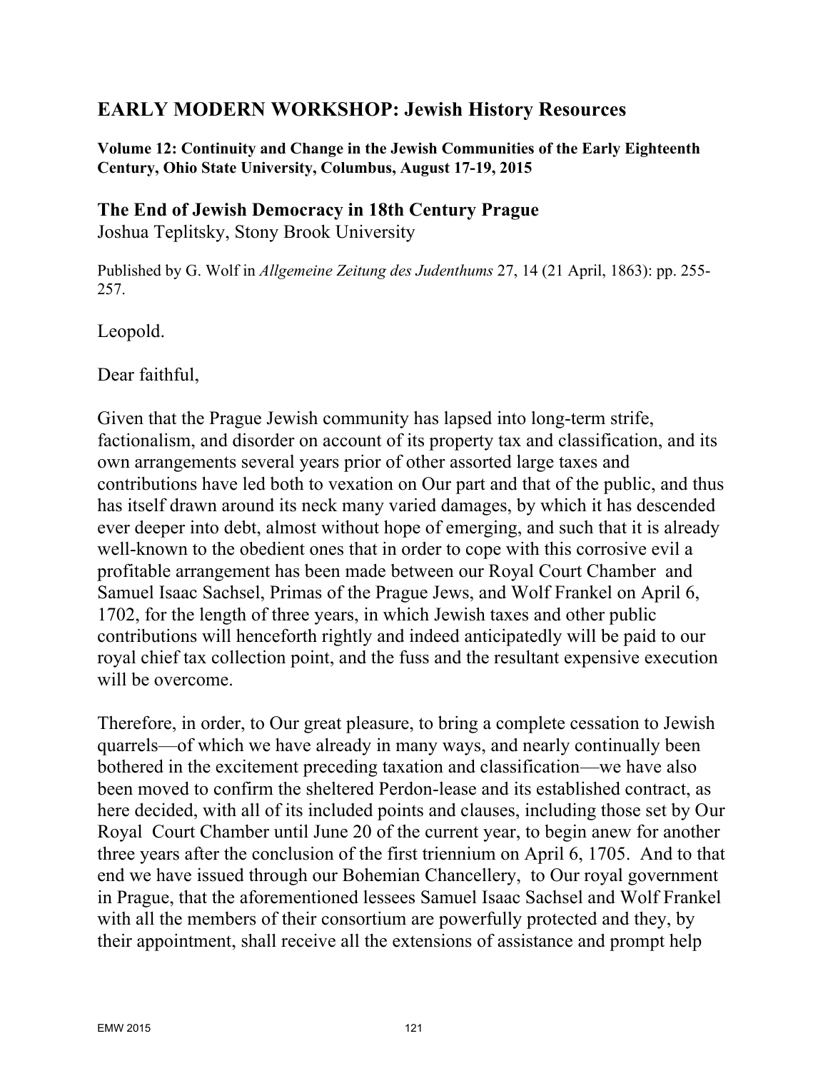## EARLY MODERN WORKSHOP: Jewish History Resources

**Volume 12: Continuity and Change in the Jewish Communities of the Early Eighteenth Century, Ohio State University, Columbus, August 17-19, 2015**

### The End of Jewish Democracy in 18th Century Prague

Joshua Teplitsky, Stony Brook University

Published by G. Wolf in *Allgemeine Zeitung des Judenthums* 27, 14 (21 April, 1863): pp. 255-257.

Leopold.

Dear faithful,

Given that the Prague Jewish community has lapsed into long-term strife, factionalism, and disorder on account of its property tax and classification, and its own arrangements several years prior of other assorted large taxes and contributions have led both to vexation on Our part and that of the public, and thus has itself drawn around its neck many varied damages, by which it has descended ever deeper into debt, almost without hope of emerging, and such that it is already well-known to the obedient ones that in order to cope with this corrosive evil a profitable arrangement has been made between our Royal Court Chamber and Samuel Isaac Sachsel, Primas of the Prague Jews, and Wolf Frankel on April 6, 1702, for the length of three years, in which Jewish taxes and other public contributions will henceforth rightly and indeed anticipatedly will be paid to our royal chief tax collection point, and the fuss and the resultant expensive execution will be overcome.

Therefore, in order, to Our great pleasure, to bring a complete cessation to Jewish quarrels—of which we have already in many ways, and nearly continually been bothered in the excitement preceding taxation and classification—we have also been moved to confirm the sheltered Perdon-lease and its established contract, as here decided, with all of its included points and clauses, including those set by Our Royal Court Chamber until June 20 of the current year, to begin anew for another three years after the conclusion of the first triennium on April 6, 1705. And to that end we have issued through our Bohemian Chancellery, to Our royal government in Prague, that the aforementioned lessees Samuel Isaac Sachsel and Wolf Frankel with all the members of their consortium are powerfully protected and they, by their appointment, shall receive all the extensions of assistance and prompt help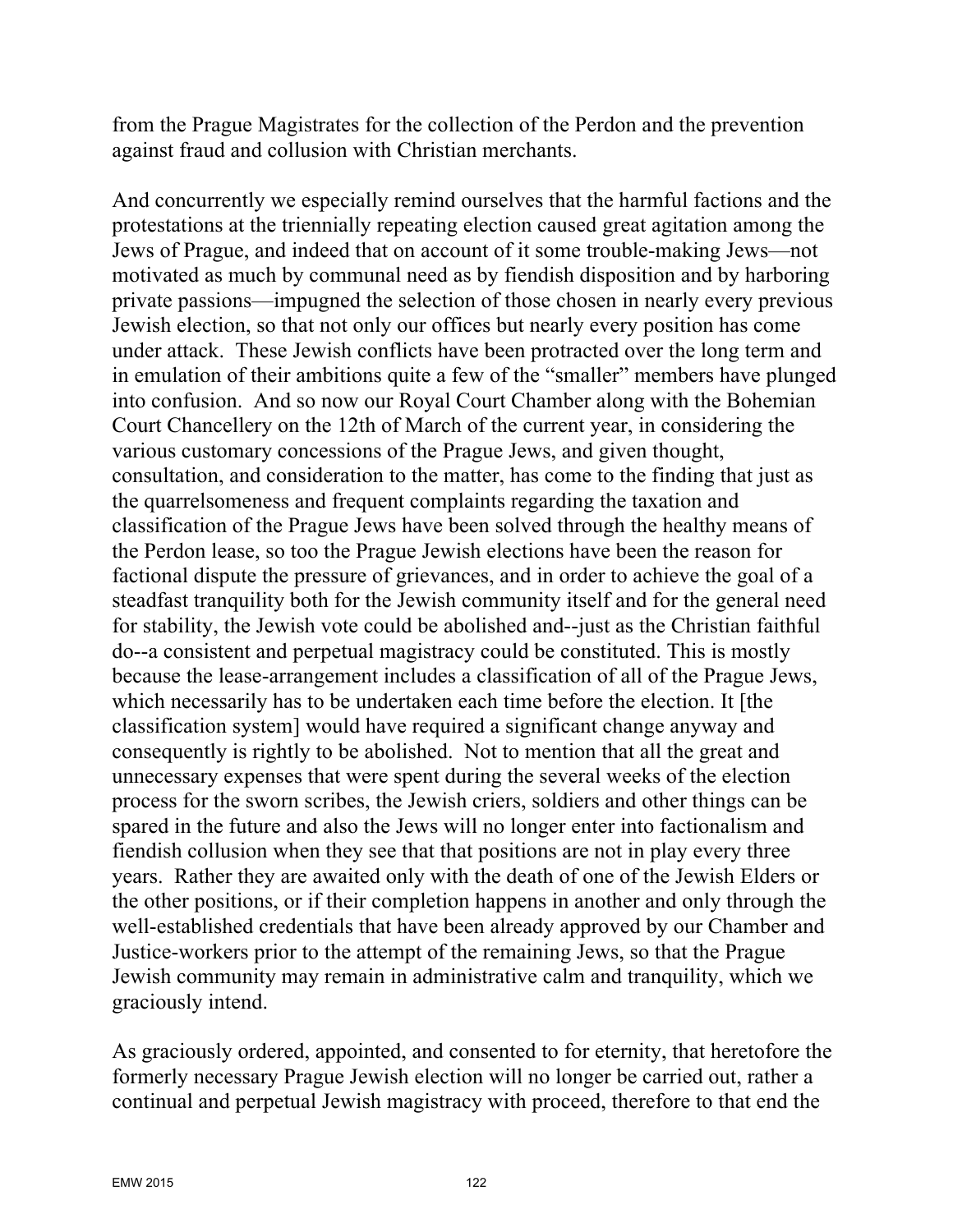from the Prague Magistrates for the collection of the Perdon and the prevention against fraud and collusion with Christian merchants.

And concurrently we especially remind ourselves that the harmful factions and the protestations at the triennially repeating election caused great agitation among the Jews of Prague, and indeed that on account of it some trouble-making Jews—not motivated as much by communal need as by fiendish disposition and by harboring private passions—impugned the selection of those chosen in nearly every previous Jewish election, so that not only our offices but nearly every position has come under attack. These Jewish conflicts have been protracted over the long term and in emulation of their ambitions quite a few of the "smaller" members have plunged into confusion. And so now our Royal Court Chamber along with the Bohemian Court Chancellery on the 12th of March of the current year, in considering the various customary concessions of the Prague Jews, and given thought, consultation, and consideration to the matter, has come to the finding that just as the quarrelsomeness and frequent complaints regarding the taxation and classification of the Prague Jews have been solved through the healthy means of the Perdon lease, so too the Prague Jewish elections have been the reason for factional dispute the pressure of grievances, and in order to achieve the goal of a steadfast tranquility both for the Jewish community itself and for the general need for stability, the Jewish vote could be abolished and--just as the Christian faithful do--a consistent and perpetual magistracy could be constituted. This is mostly because the lease-arrangement includes a classification of all of the Prague Jews, which necessarily has to be undertaken each time before the election. It [the classification system] would have required a significant change anyway and consequently is rightly to be abolished. Not to mention that all the great and unnecessary expenses that were spent during the several weeks of the election process for the sworn scribes, the Jewish criers, soldiers and other things can be spared in the future and also the Jews will no longer enter into factionalism and fiendish collusion when they see that that positions are not in play every three years. Rather they are awaited only with the death of one of the Jewish Elders or the other positions, or if their completion happens in another and only through the well-established credentials that have been already approved by our Chamber and Justice-workers prior to the attempt of the remaining Jews, so that the Prague Jewish community may remain in administrative calm and tranquility, which we graciously intend.

As graciously ordered, appointed, and consented to for eternity, that heretofore the formerly necessary Prague Jewish election will no longer be carried out, rather a continual and perpetual Jewish magistracy with proceed, therefore to that end the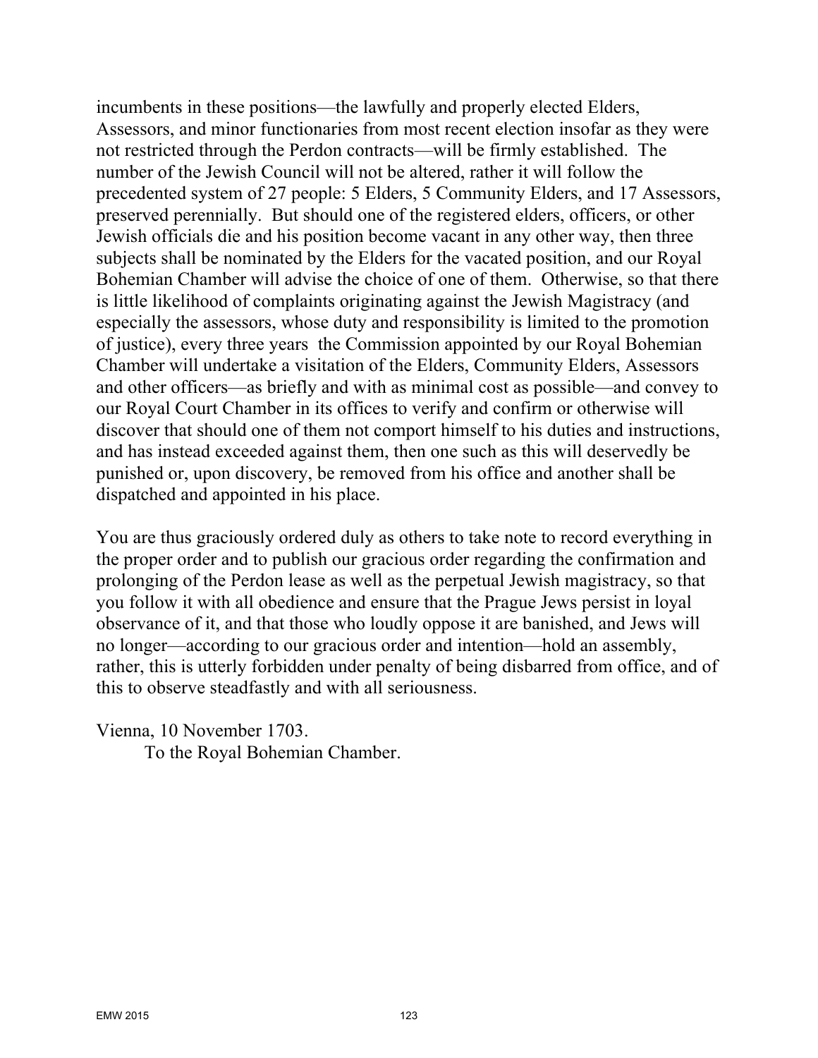incumbents in these positions—the lawfully and properly elected Elders, Assessors, and minor functionaries from most recent election insofar as they were not restricted through the Perdon contracts—will be firmly established. The number of the Jewish Council will not be altered, rather it will follow the precedented system of 27 people: 5 Elders, 5 Community Elders, and 17 Assessors, preserved perennially. But should one of the registered elders, officers, or other Jewish officials die and his position become vacant in any other way, then three subjects shall be nominated by the Elders for the vacated position, and our Royal Bohemian Chamber will advise the choice of one of them. Otherwise, so that there is little likelihood of complaints originating against the Jewish Magistracy (and especially the assessors, whose duty and responsibility is limited to the promotion of justice), every three years the Commission appointed by our Royal Bohemian Chamber will undertake a visitation of the Elders, Community Elders, Assessors and other officers—as briefly and with as minimal cost as possible—and convey to our Royal Court Chamber in its offices to verify and confirm or otherwise will discover that should one of them not comport himself to his duties and instructions, and has instead exceeded against them, then one such as this will deservedly be punished or, upon discovery, be removed from his office and another shall be dispatched and appointed in his place.

You are thus graciously ordered duly as others to take note to record everything in the proper order and to publish our gracious order regarding the confirmation and prolonging of the Perdon lease as well as the perpetual Jewish magistracy, so that you follow it with all obedience and ensure that the Prague Jews persist in loyal observance of it, and that those who loudly oppose it are banished, and Jews will no longer—according to our gracious order and intention—hold an assembly, rather, this is utterly forbidden under penalty of being disbarred from office, and of this to observe steadfastly and with all seriousness.

Vienna, 10 November 1703.

To the Royal Bohemian Chamber.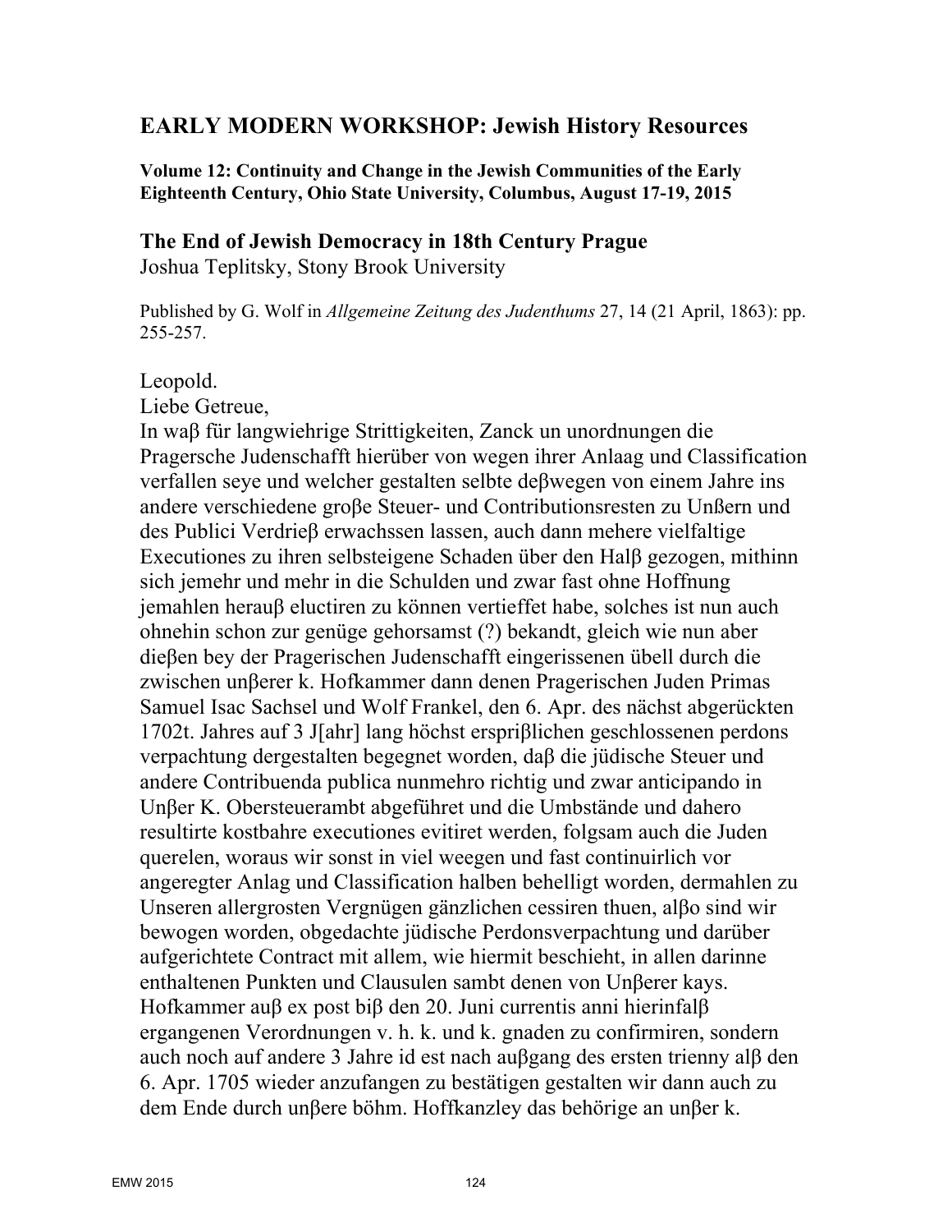## EARLY MODERN WORKSHOP: Jewish History Resources

**Volume 12: Continuity and Change in the Jewish Communities of the Early Eighteenth Century, Ohio State University, Columbus, August 17-19, 2015**

### The End of Jewish Democracy in 18th Century Prague

Joshua Teplitsky, Stony Brook University

Published by G. Wolf in *Allgemeine Zeitung des Judenthums* 27, 14 (21 April, 1863): pp. 255-257.

Leopold.
Liebe Getreue,
In waβ für langwiehrige Strittigkeiten, Zanck un unordnungen die Pragersche Judenschafft hierüber von wegen ihrer Anlaag und Classification verfallen seye und welcher gestalten selbte deβwegen von einem Jahre ins andere verschiedene groβe Steuer- und Contributionsresten zu Unβern und des Publici Verdrieβ erwachssen lassen, auch dann mehere vielfaltige Executiones zu ihren selbsteigene Schaden über den Halβ gezogen, mithinn sich jemehr und mehr in die Schulden und zwar fast ohne Hoffnung jemahlen herauβ eluctiren zu können vertieffet habe, solches ist nun auch ohnehin schon zur genüge gehorsamst (?) bekandt, gleich wie nun aber dieβen bey der Pragerischen Judenschafft eingerissenen übell durch die zwischen unβerer k. Hofkammer dann denen Pragerischen Juden Primas Samuel Isac Sachsel und Wolf Frankel, den 6. Apr. des nächst abgerückten 1702t. Jahres auf 3 J[ahr] lang höchst erspriβlichen geschlossenen perdons verpachtung dergestalten begegnet worden, daβ die jüdische Steuer und andere Contribuenda publica nunmehro richtig und zwar anticipando in Unβer K. Obersteuerambt abgeführet und die Umbstände und dahero resultirte kostbahre executiones evitiret werden, folgsam auch die Juden querelen, woraus wir sonst in viel weegen und fast continuirlich vor angeregter Anlag und Classification halben behelligt worden, dermahlen zu Unseren allergrosten Vergnügen gänzlichen cessiren thuen, alβo sind wir bewogen worden, obgedachte jüdische Perdonsverpachtung und darüber aufgerichtete Contract mit allem, wie hiermit beschieht, in allen darinne enthaltenen Punkten und Clausulen sambt denen von Unβerer kays. Hofkammer auβ ex post biβ den 20. Juni currentis anni hierinfalβ ergangenen Verordnungen v. h. k. und k. gnaden zu confirmiren, sondern auch noch auf andere 3 Jahre id est nach auβgang des ersten trienny alβ den 6. Apr. 1705 wieder anzufangen zu bestätigen gestalten wir dann auch zu dem Ende durch unβere böhm. Hoffkanzley das behörige an unβer k.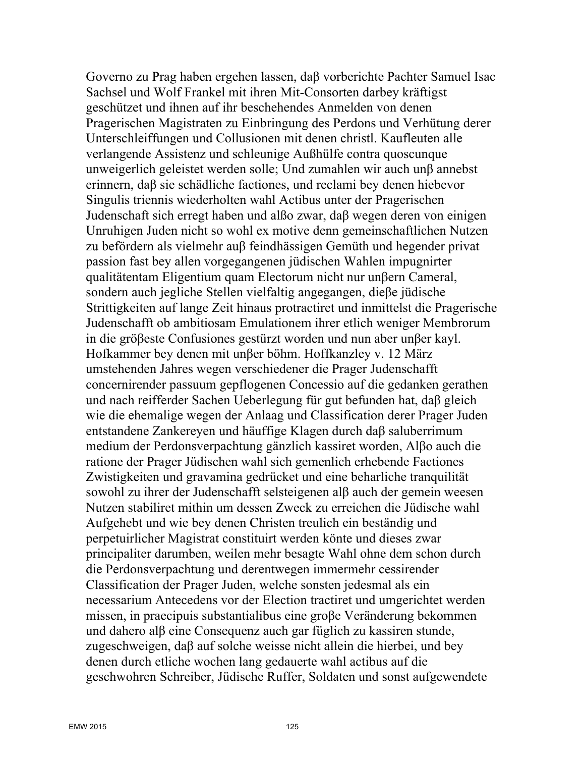Governo zu Prag haben ergehen lassen, daβ vorberichte Pachter Samuel Isac Sachsel und Wolf Frankel mit ihren Mit-Consorten darbey kräftigst geschützet und ihnen auf ihr beschehendes Anmelden von denen Pragerischen Magistraten zu Einbringung des Perdons und Verhütung derer Unterschleiffungen und Collusionen mit denen christl. Kaufleuten alle verlangende Assistenz und schleunige Auβhülfe contra quoscunque unweigerlich geleistet werden solle; Und zumahlen wir auch unβ annebst erinnern, daβ sie schädliche factiones, und reclami bey denen hiebevor Singulis triennis wiederholten wahl Actibus unter der Pragerischen Judenschaft sich erregt haben und alβo zwar, daβ wegen deren von einigen Unruhigen Juden nicht so wohl ex motive denn gemeinschaftlichen Nutzen zu befördern als vielmehr auβ feindhässigen Gemüth und hegender privat passion fast bey allen vorgegangenen jüdischen Wahlen impugnirter qualitätentam Eligentium quam Electorum nicht nur unβern Cameral, sondern auch jegliche Stellen vielfaltig angegangen, dieβe jüdische Strittigkeiten auf lange Zeit hinaus protractiret und inmittelst die Pragerische Judenschafft ob ambitiosam Emulationem ihrer etlich weniger Membrorum in die gröβeste Confusiones gestürzt worden und nun aber unβer kayl. Hofkammer bey denen mit unβer böhm. Hoffkanzley v. 12 März umstehenden Jahres wegen verschiedener die Prager Judenschafft concernirender passuum gepflogenen Concessio auf die gedanken gerathen und nach reifferder Sachen Ueberlegung für gut befunden hat, daβ gleich wie die ehemalige wegen der Anlaag und Classification derer Prager Juden entstandene Zankereyen und häuffige Klagen durch daβ saluberrimum medium der Perdonsverpachtung gänzlich kassiret worden, Alβo auch die ratione der Prager Jüdischen wahl sich gemenlich erhebende Factiones Zwistigkeiten und gravamina gedrücket und eine beharliche tranquilität sowohl zu ihrer der Judenschafft selsteigenen alβ auch der gemein weesen Nutzen stabiliret mithin um dessen Zweck zu erreichen die Jüdische wahl Aufgehebt und wie bey denen Christen treulich ein beständig und perpetuirlicher Magistrat constituirt werden könte und dieses zwar principaliter darumben, weilen mehr besagte Wahl ohne dem schon durch die Perdonsverpachtung und derentwegen immermehr cessirender Classification der Prager Juden, welche sonsten jedesmal als ein necessarium Antecedens vor der Election tractiret und umgerichtet werden missen, in praecipuis substantialibus eine groβe Veränderung bekommen und dahero alβ eine Consequenz auch gar füglich zu kassiren stunde, zugeschweigen, daβ auf solche weisse nicht allein die hierbei, und bey denen durch etliche wochen lang gedauerte wahl actibus auf die geschwohren Schreiber, Jüdische Ruffer, Soldaten und sonst aufgewendete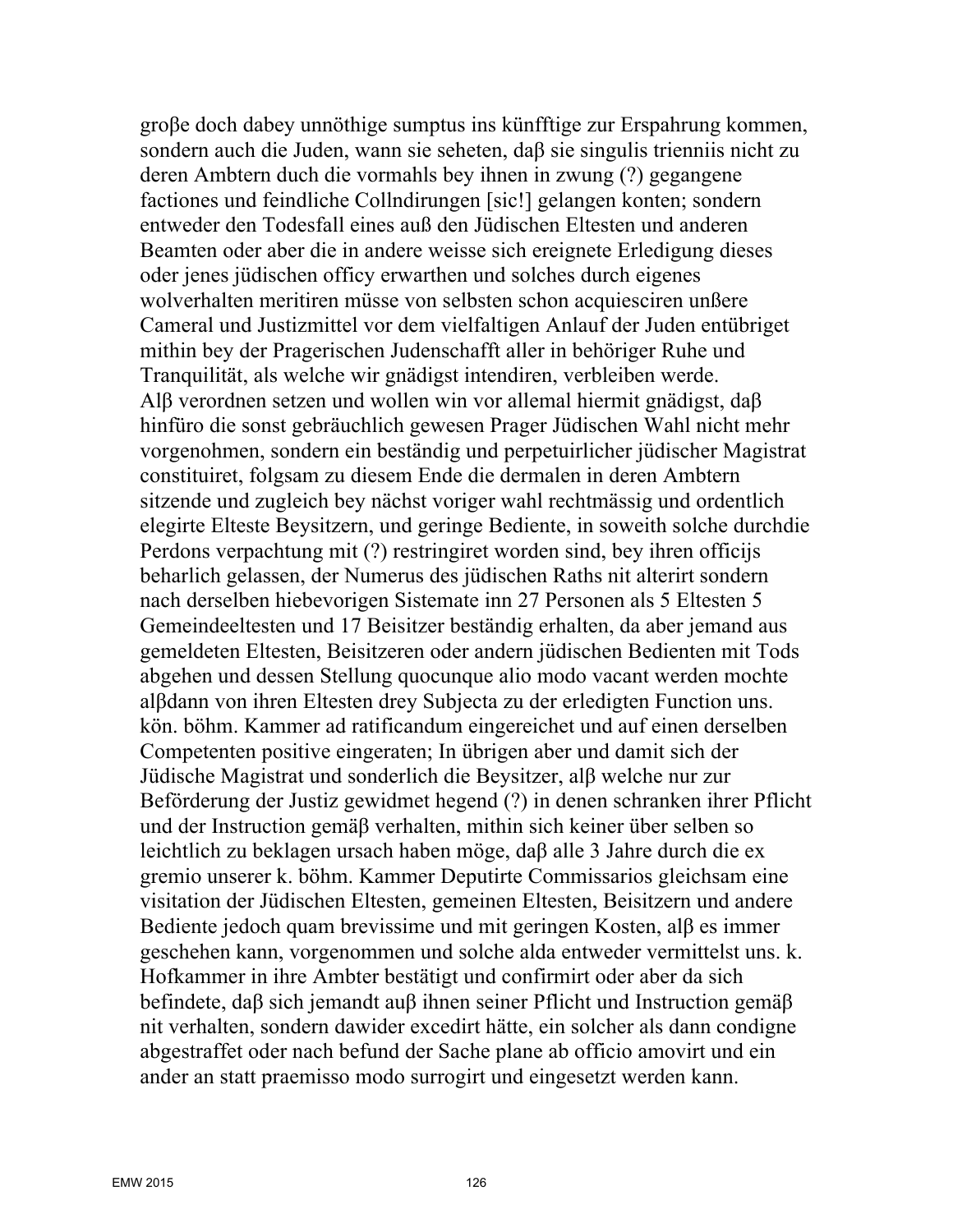groβe doch dabey unnöthige sumptus ins künfftige zur Erspahrung kommen, sondern auch die Juden, wann sie seheten, daβ sie singulis trienniis nicht zu deren Ambtern duch die vormahls bey ihnen in zwung (?) gegangene factiones und feindliche Collndirungen [sic!] gelangen konten; sondern entweder den Todesfall eines auß den Jüdischen Eltesten und anderen Beamten oder aber die in andere weisse sich ereignete Erledigung dieses oder jenes jüdischen officy erwarthen und solches durch eigenes wolverhalten meritiren müsse von selbsten schon acquiesciren unßere Cameral und Justizmittel vor dem vielfaltigen Anlauf der Juden entübriget mithin bey der Pragerischen Judenschafft aller in behöriger Ruhe und Tranquilität, als welche wir gnädigst intendiren, verbleiben werde.
Alβ verordnen setzen und wollen win vor allemal hiermit gnädigst, daβ hinfüro die sonst gebräuchlich gewesen Prager Jüdischen Wahl nicht mehr vorgenohmen, sondern ein beständig und perpetuirlicher jüdischer Magistrat constituiret, folgsam zu diesem Ende die dermalen in deren Ambtern sitzende und zugleich bey nächst voriger wahl rechtmässig und ordentlich elegirte Elteste Beysitzern, und geringe Bediente, in soweith solche durchdie Perdons verpachtung mit (?) restringiret worden sind, bey ihren officijs beharlich gelassen, der Numerus des jüdischen Raths nit alterirt sondern nach derselben hiebevorigen Sistemate inn 27 Personen als 5 Eltesten 5 Gemeindeeltesten und 17 Beisitzer beständig erhalten, da aber jemand aus gemeldeten Eltesten, Beisitzeren oder andern jüdischen Bedienten mit Tods abgehen und dessen Stellung quocunque alio modo vacant werden mochte alβdann von ihren Eltesten drey Subjecta zu der erledigten Function uns. kön. böhm. Kammer ad ratificandum eingereichet und auf einen derselben Competenten positive eingeraten; In übrigen aber und damit sich der Jüdische Magistrat und sonderlich die Beysitzer, alβ welche nur zur Beförderung der Justiz gewidmet hegend (?) in denen schranken ihrer Pflicht und der Instruction gemäβ verhalten, mithin sich keiner über selben so leichtlich zu beklagen ursach haben möge, daβ alle 3 Jahre durch die ex gremio unserer k. böhm. Kammer Deputirte Commissarios gleichsam eine visitation der Jüdischen Eltesten, gemeinen Eltesten, Beisitzern und andere Bediente jedoch quam brevissime und mit geringen Kosten, alβ es immer geschehen kann, vorgenommen und solche alda entweder vermittelst uns. k. Hofkammer in ihre Ambter bestätigt und confirmirt oder aber da sich befindete, daβ sich jemandt auβ ihnen seiner Pflicht und Instruction gemäβ nit verhalten, sondern dawider excedirt hätte, ein solcher als dann condigne abgestraffet oder nach befund der Sache plane ab officio amovirt und ein ander an statt praemisso modo surrogirt und eingesetzt werden kann.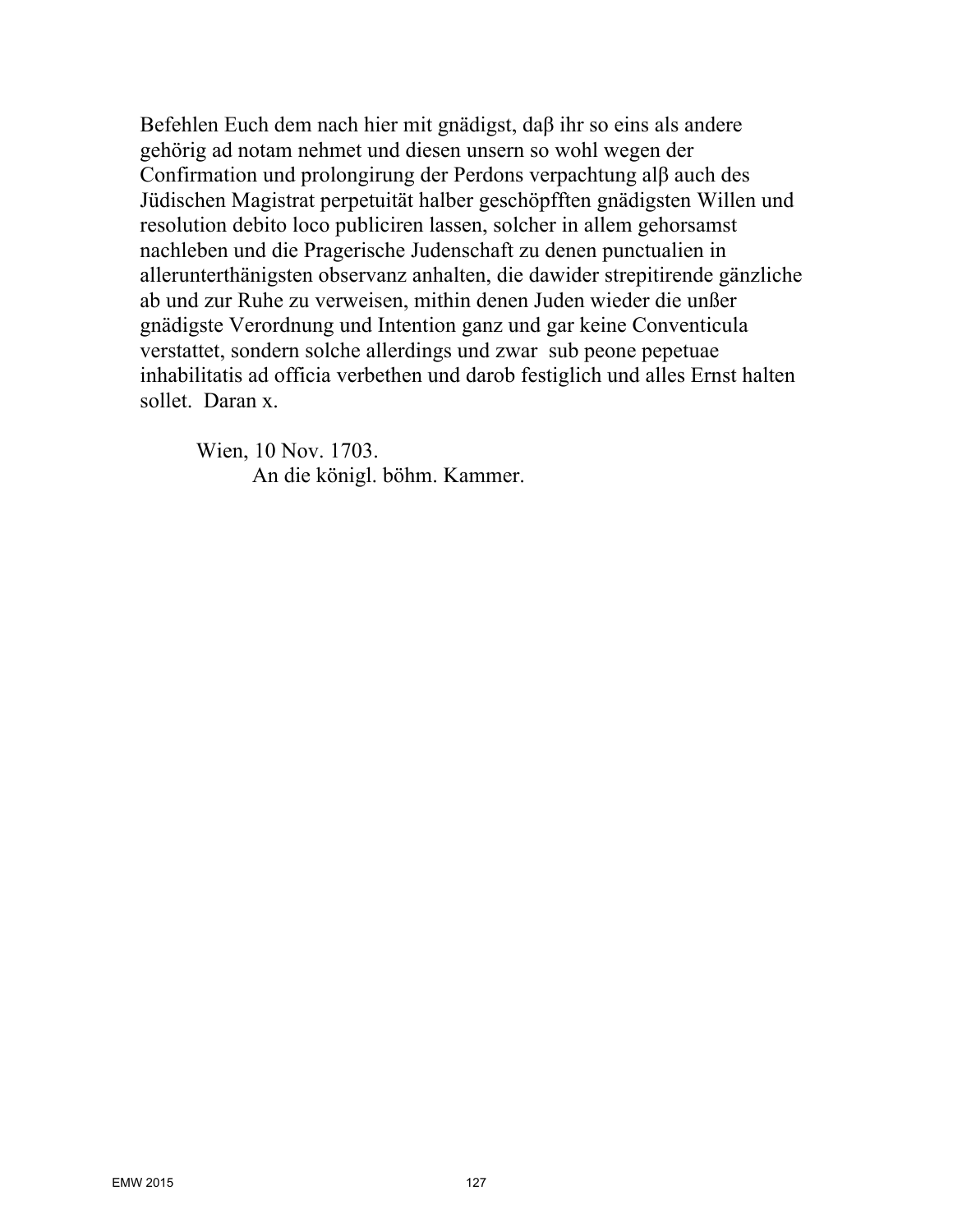Befehlen Euch dem nach hier mit gnädigst, daβ ihr so eins als andere gehörig ad notam nehmet und diesen unsern so wohl wegen der Confirmation und prolongirung der Perdons verpachtung alβ auch des Jüdischen Magistrat perpetuität halber geschöpfften gnädigsten Willen und resolution debito loco publiciren lassen, solcher in allem gehorsamst nachleben und die Pragerische Judenschaft zu denen punctualien in allerunterthänigsten observanz anhalten, die dawider strepitirende gänzliche ab und zur Ruhe zu verweisen, mithin denen Juden wieder die unßer gnädigste Verordnung und Intention ganz und gar keine Conventicula verstattet, sondern solche allerdings und zwar  sub peone pepetuae inhabilitatis ad officia verbethen und darob festiglich und alles Ernst halten sollet.  Daran x.

Wien, 10 Nov. 1703.
An die königl. böhm. Kammer.